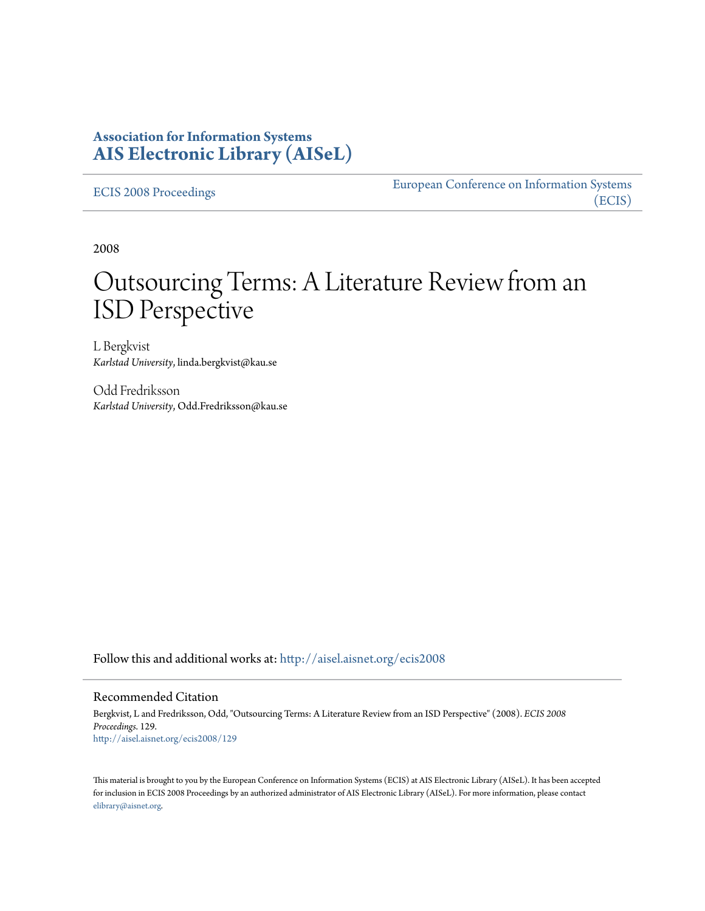**Association for Information Systems**
**AIS Electronic Library (AISeL)**

ECIS 2008 Proceedings

European Conference on Information Systems (ECIS)

2008

# Outsourcing Terms: A Literature Review from an ISD Perspective

L Bergkvist
*Karlstad University*, linda.bergkvist@kau.se

Odd Fredriksson
*Karlstad University*, Odd.Fredriksson@kau.se

Follow this and additional works at: http://aisel.aisnet.org/ecis2008

## Recommended Citation

Bergkvist, L and Fredriksson, Odd, "Outsourcing Terms: A Literature Review from an ISD Perspective" (2008). *ECIS 2008 Proceedings*. 129.
http://aisel.aisnet.org/ecis2008/129

This material is brought to you by the European Conference on Information Systems (ECIS) at AIS Electronic Library (AISeL). It has been accepted for inclusion in ECIS 2008 Proceedings by an authorized administrator of AIS Electronic Library (AISeL). For more information, please contact elibrary@aisnet.org.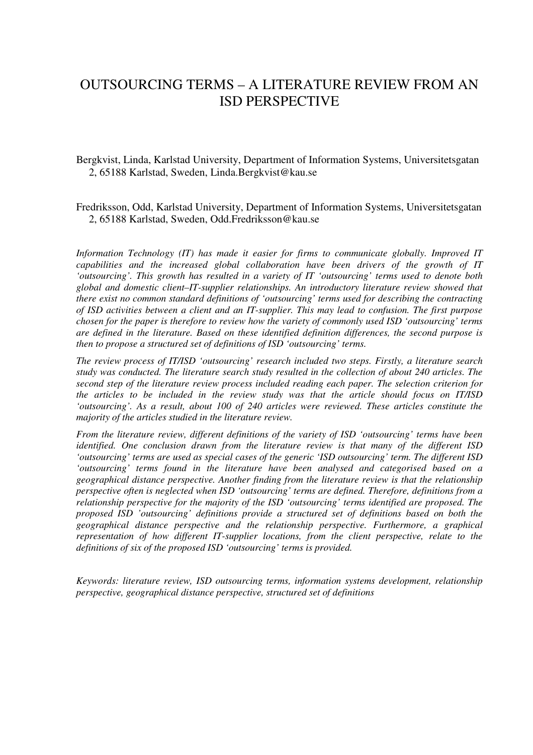# OUTSOURCING TERMS – A LITERATURE REVIEW FROM AN ISD PERSPECTIVE

Bergkvist, Linda, Karlstad University, Department of Information Systems, Universitetsgatan 2, 65188 Karlstad, Sweden, Linda.Bergkvist@kau.se

Fredriksson, Odd, Karlstad University, Department of Information Systems, Universitetsgatan 2, 65188 Karlstad, Sweden, Odd.Fredriksson@kau.se

*Information Technology (IT) has made it easier for firms to communicate globally. Improved IT capabilities and the increased global collaboration have been drivers of the growth of IT 'outsourcing'. This growth has resulted in a variety of IT 'outsourcing' terms used to denote both global and domestic client–IT-supplier relationships. An introductory literature review showed that there exist no common standard definitions of 'outsourcing' terms used for describing the contracting of ISD activities between a client and an IT-supplier. This may lead to confusion. The first purpose chosen for the paper is therefore to review how the variety of commonly used ISD 'outsourcing' terms are defined in the literature. Based on these identified definition differences, the second purpose is then to propose a structured set of definitions of ISD 'outsourcing' terms.*

*The review process of IT/ISD 'outsourcing' research included two steps. Firstly, a literature search study was conducted. The literature search study resulted in the collection of about 240 articles. The second step of the literature review process included reading each paper. The selection criterion for the articles to be included in the review study was that the article should focus on IT/ISD 'outsourcing'. As a result, about 100 of 240 articles were reviewed. These articles constitute the majority of the articles studied in the literature review.*

*From the literature review, different definitions of the variety of ISD 'outsourcing' terms have been identified. One conclusion drawn from the literature review is that many of the different ISD 'outsourcing' terms are used as special cases of the generic 'ISD outsourcing' term. The different ISD 'outsourcing' terms found in the literature have been analysed and categorised based on a geographical distance perspective. Another finding from the literature review is that the relationship perspective often is neglected when ISD 'outsourcing' terms are defined. Therefore, definitions from a relationship perspective for the majority of the ISD 'outsourcing' terms identified are proposed. The proposed ISD 'outsourcing' definitions provide a structured set of definitions based on both the geographical distance perspective and the relationship perspective. Furthermore, a graphical representation of how different IT-supplier locations, from the client perspective, relate to the definitions of six of the proposed ISD 'outsourcing' terms is provided.*

*Keywords: literature review, ISD outsourcing terms, information systems development, relationship perspective, geographical distance perspective, structured set of definitions*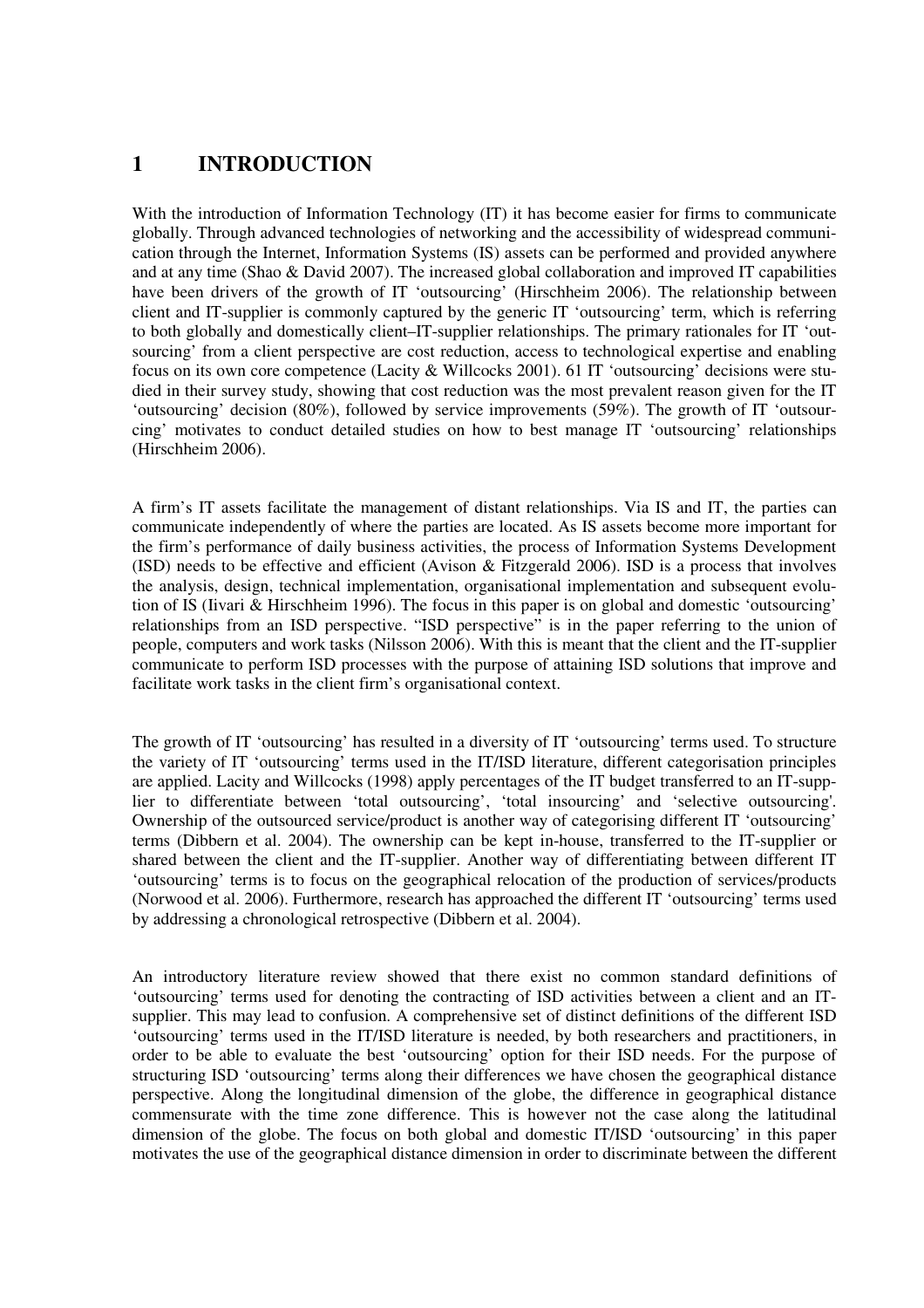# 1 INTRODUCTION

With the introduction of Information Technology (IT) it has become easier for firms to communicate globally. Through advanced technologies of networking and the accessibility of widespread communication through the Internet, Information Systems (IS) assets can be performed and provided anywhere and at any time (Shao & David 2007). The increased global collaboration and improved IT capabilities have been drivers of the growth of IT 'outsourcing' (Hirschheim 2006). The relationship between client and IT-supplier is commonly captured by the generic IT 'outsourcing' term, which is referring to both globally and domestically client–IT-supplier relationships. The primary rationales for IT 'outsourcing' from a client perspective are cost reduction, access to technological expertise and enabling focus on its own core competence (Lacity & Willcocks 2001). 61 IT 'outsourcing' decisions were studied in their survey study, showing that cost reduction was the most prevalent reason given for the IT 'outsourcing' decision (80%), followed by service improvements (59%). The growth of IT 'outsourcing' motivates to conduct detailed studies on how to best manage IT 'outsourcing' relationships (Hirschheim 2006).

A firm's IT assets facilitate the management of distant relationships. Via IS and IT, the parties can communicate independently of where the parties are located. As IS assets become more important for the firm's performance of daily business activities, the process of Information Systems Development (ISD) needs to be effective and efficient (Avison & Fitzgerald 2006). ISD is a process that involves the analysis, design, technical implementation, organisational implementation and subsequent evolution of IS (Iivari & Hirschheim 1996). The focus in this paper is on global and domestic 'outsourcing' relationships from an ISD perspective. "ISD perspective" is in the paper referring to the union of people, computers and work tasks (Nilsson 2006). With this is meant that the client and the IT-supplier communicate to perform ISD processes with the purpose of attaining ISD solutions that improve and facilitate work tasks in the client firm's organisational context.

The growth of IT 'outsourcing' has resulted in a diversity of IT 'outsourcing' terms used. To structure the variety of IT 'outsourcing' terms used in the IT/ISD literature, different categorisation principles are applied. Lacity and Willcocks (1998) apply percentages of the IT budget transferred to an IT-supplier to differentiate between 'total outsourcing', 'total insourcing' and 'selective outsourcing'. Ownership of the outsourced service/product is another way of categorising different IT 'outsourcing' terms (Dibbern et al. 2004). The ownership can be kept in-house, transferred to the IT-supplier or shared between the client and the IT-supplier. Another way of differentiating between different IT 'outsourcing' terms is to focus on the geographical relocation of the production of services/products (Norwood et al. 2006). Furthermore, research has approached the different IT 'outsourcing' terms used by addressing a chronological retrospective (Dibbern et al. 2004).

An introductory literature review showed that there exist no common standard definitions of 'outsourcing' terms used for denoting the contracting of ISD activities between a client and an IT-supplier. This may lead to confusion. A comprehensive set of distinct definitions of the different ISD 'outsourcing' terms used in the IT/ISD literature is needed, by both researchers and practitioners, in order to be able to evaluate the best 'outsourcing' option for their ISD needs. For the purpose of structuring ISD 'outsourcing' terms along their differences we have chosen the geographical distance perspective. Along the longitudinal dimension of the globe, the difference in geographical distance commensurate with the time zone difference. This is however not the case along the latitudinal dimension of the globe. The focus on both global and domestic IT/ISD 'outsourcing' in this paper motivates the use of the geographical distance dimension in order to discriminate between the different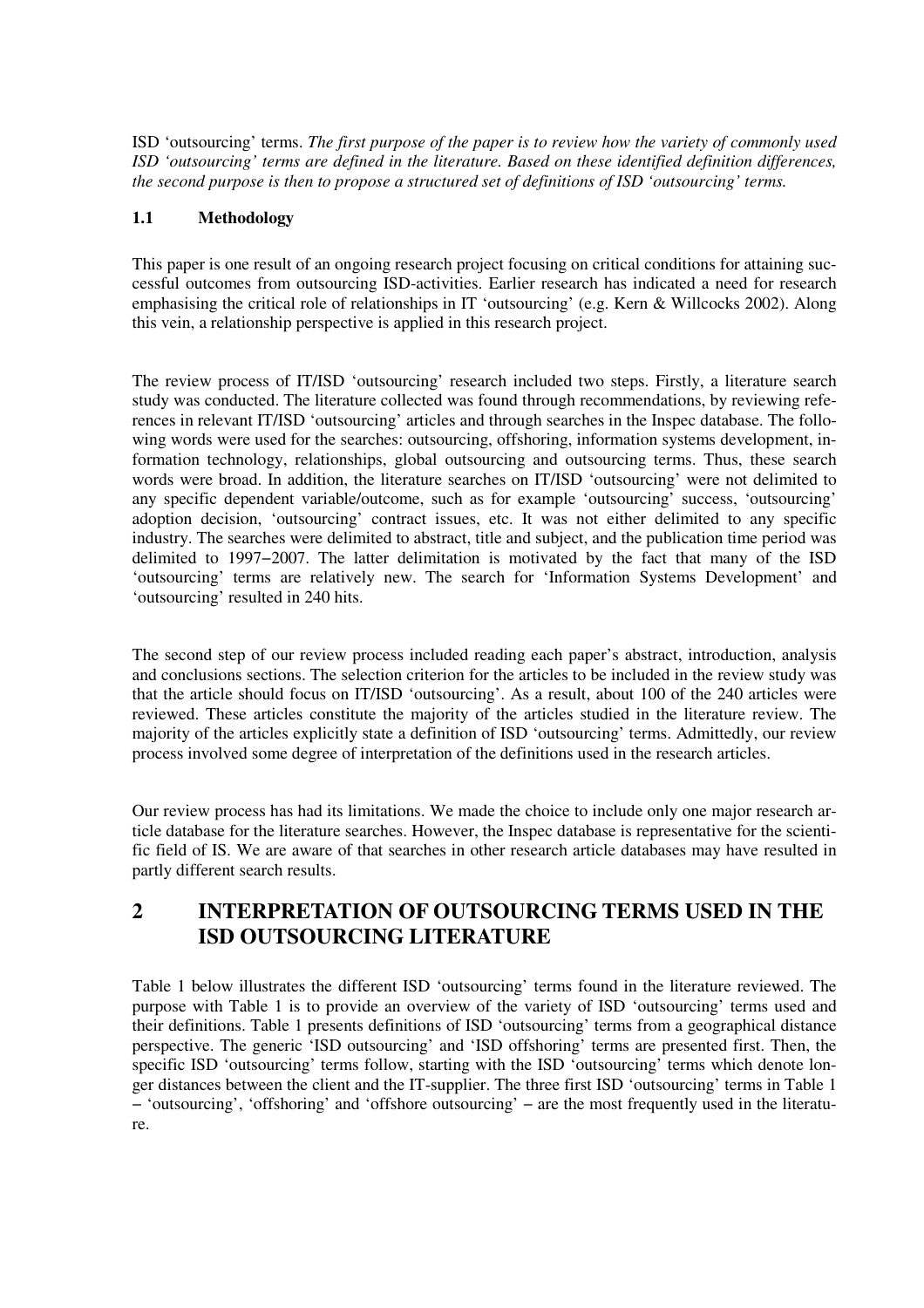ISD 'outsourcing' terms. *The first purpose of the paper is to review how the variety of commonly used ISD 'outsourcing' terms are defined in the literature. Based on these identified definition differences, the second purpose is then to propose a structured set of definitions of ISD 'outsourcing' terms.*

### 1.1 Methodology

This paper is one result of an ongoing research project focusing on critical conditions for attaining successful outcomes from outsourcing ISD-activities. Earlier research has indicated a need for research emphasising the critical role of relationships in IT 'outsourcing' (e.g. Kern & Willcocks 2002). Along this vein, a relationship perspective is applied in this research project.

The review process of IT/ISD 'outsourcing' research included two steps. Firstly, a literature search study was conducted. The literature collected was found through recommendations, by reviewing references in relevant IT/ISD 'outsourcing' articles and through searches in the Inspec database. The following words were used for the searches: outsourcing, offshoring, information systems development, information technology, relationships, global outsourcing and outsourcing terms. Thus, these search words were broad. In addition, the literature searches on IT/ISD 'outsourcing' were not delimited to any specific dependent variable/outcome, such as for example 'outsourcing' success, 'outsourcing' adoption decision, 'outsourcing' contract issues, etc. It was not either delimited to any specific industry. The searches were delimited to abstract, title and subject, and the publication time period was delimited to 1997–2007. The latter delimitation is motivated by the fact that many of the ISD 'outsourcing' terms are relatively new. The search for 'Information Systems Development' and 'outsourcing' resulted in 240 hits.

The second step of our review process included reading each paper's abstract, introduction, analysis and conclusions sections. The selection criterion for the articles to be included in the review study was that the article should focus on IT/ISD 'outsourcing'. As a result, about 100 of the 240 articles were reviewed. These articles constitute the majority of the articles studied in the literature review. The majority of the articles explicitly state a definition of ISD 'outsourcing' terms. Admittedly, our review process involved some degree of interpretation of the definitions used in the research articles.

Our review process has had its limitations. We made the choice to include only one major research article database for the literature searches. However, the Inspec database is representative for the scientific field of IS. We are aware of that searches in other research article databases may have resulted in partly different search results.

## 2 INTERPRETATION OF OUTSOURCING TERMS USED IN THE ISD OUTSOURCING LITERATURE

Table 1 below illustrates the different ISD 'outsourcing' terms found in the literature reviewed. The purpose with Table 1 is to provide an overview of the variety of ISD 'outsourcing' terms used and their definitions. Table 1 presents definitions of ISD 'outsourcing' terms from a geographical distance perspective. The generic 'ISD outsourcing' and 'ISD offshoring' terms are presented first. Then, the specific ISD 'outsourcing' terms follow, starting with the ISD 'outsourcing' terms which denote longer distances between the client and the IT-supplier. The three first ISD 'outsourcing' terms in Table 1 – 'outsourcing', 'offshoring' and 'offshore outsourcing' – are the most frequently used in the literature.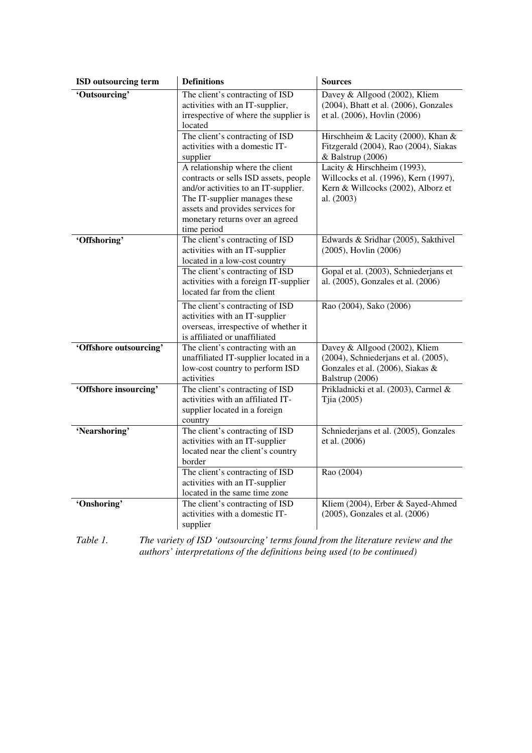| ISD outsourcing term | Definitions | Sources |
|---|---|---|
| **'Outsourcing'** | The client's contracting of ISD activities with an IT-supplier, irrespective of where the supplier is located | Davey & Allgood (2002), Kliem (2004), Bhatt et al. (2006), Gonzales et al. (2006), Hovlin (2006) |
| | The client's contracting of ISD activities with a domestic IT-supplier | Hirschheim & Lacity (2000), Khan & Fitzgerald (2004), Rao (2004), Siakas & Balstrup (2006) |
| | A relationship where the client contracts or sells ISD assets, people and/or activities to an IT-supplier. The IT-supplier manages these assets and provides services for monetary returns over an agreed time period | Lacity & Hirschheim (1993), Willcocks et al. (1996), Kern (1997), Kern & Willcocks (2002), Alborz et al. (2003) |
| **'Offshoring'** | The client's contracting of ISD activities with an IT-supplier located in a low-cost country | Edwards & Sridhar (2005), Sakthivel (2005), Hovlin (2006) |
| | The client's contracting of ISD activities with a foreign IT-supplier located far from the client | Gopal et al. (2003), Schniederjans et al. (2005), Gonzales et al. (2006) |
| | The client's contracting of ISD activities with an IT-supplier overseas, irrespective of whether it is affiliated or unaffiliated | Rao (2004), Sako (2006) |
| **'Offshore outsourcing'** | The client's contracting with an unaffiliated IT-supplier located in a low-cost country to perform ISD activities | Davey & Allgood (2002), Kliem (2004), Schniederjans et al. (2005), Gonzales et al. (2006), Siakas & Balstrup (2006) |
| **'Offshore insourcing'** | The client's contracting of ISD activities with an affiliated IT-supplier located in a foreign country | Prikladnicki et al. (2003), Carmel & Tjia (2005) |
| **'Nearshoring'** | The client's contracting of ISD activities with an IT-supplier located near the client's country border | Schniederjans et al. (2005), Gonzales et al. (2006) |
| | The client's contracting of ISD activities with an IT-supplier located in the same time zone | Rao (2004) |
| **'Onshoring'** | The client's contracting of ISD activities with a domestic IT-supplier | Kliem (2004), Erber & Sayed-Ahmed (2005), Gonzales et al. (2006) |

*Table 1. The variety of ISD 'outsourcing' terms found from the literature review and the authors' interpretations of the definitions being used (to be continued)*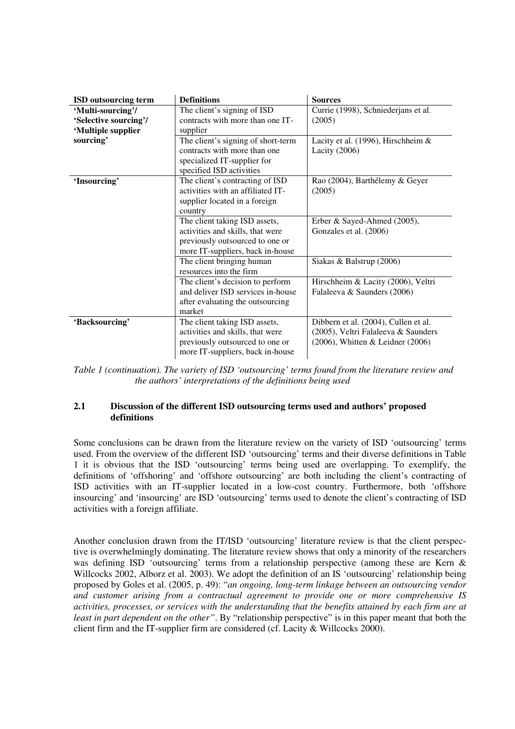| ISD outsourcing term | Definitions | Sources |
|---|---|---|
| 'Multi-sourcing'/ 'Selective sourcing'/ 'Multiple supplier sourcing' | The client's signing of ISD contracts with more than one IT-supplier | Currie (1998), Schniederjans et al. (2005) |
| | The client's signing of short-term contracts with more than one specialized IT-supplier for specified ISD activities | Lacity et al. (1996), Hirschheim & Lacity (2006) |
| 'Insourcing' | The client's contracting of ISD activities with an affiliated IT-supplier located in a foreign country | Rao (2004), Barthélemy & Geyer (2005) |
| | The client taking ISD assets, activities and skills, that were previously outsourced to one or more IT-suppliers, back in-house | Erber & Sayed-Ahmed (2005), Gonzales et al. (2006) |
| | The client bringing human resources into the firm | Siakas & Balstrup (2006) |
| | The client's decision to perform and deliver ISD services in-house after evaluating the outsourcing market | Hirschheim & Lacity (2006), Veltri Falaleeva & Saunders (2006) |
| 'Backsourcing' | The client taking ISD assets, activities and skills, that were previously outsourced to one or more IT-suppliers, back in-house | Dibbern et al. (2004), Cullen et al. (2005), Veltri Falaleeva & Saunders (2006), Whitten & Leidner (2006) |

*Table 1 (continuation). The variety of ISD 'outsourcing' terms found from the literature review and the authors' interpretations of the definitions being used*

### 2.1 Discussion of the different ISD outsourcing terms used and authors' proposed definitions

Some conclusions can be drawn from the literature review on the variety of ISD 'outsourcing' terms used. From the overview of the different ISD 'outsourcing' terms and their diverse definitions in Table 1 it is obvious that the ISD 'outsourcing' terms being used are overlapping. To exemplify, the definitions of 'offshoring' and 'offshore outsourcing' are both including the client's contracting of ISD activities with an IT-supplier located in a low-cost country. Furthermore, both 'offshore insourcing' and 'insourcing' are ISD 'outsourcing' terms used to denote the client's contracting of ISD activities with a foreign affiliate.

Another conclusion drawn from the IT/ISD 'outsourcing' literature review is that the client perspective is overwhelmingly dominating. The literature review shows that only a minority of the researchers was defining ISD 'outsourcing' terms from a relationship perspective (among these are Kern & Willcocks 2002, Alborz et al. 2003). We adopt the definition of an IS 'outsourcing' relationship being proposed by Goles et al. (2005, p. 49): "*an ongoing, long-term linkage between an outsourcing vendor and customer arising from a contractual agreement to provide one or more comprehensive IS activities, processes, or services with the understanding that the benefits attained by each firm are at least in part dependent on the other*". By "relationship perspective" is in this paper meant that both the client firm and the IT-supplier firm are considered (cf. Lacity & Willcocks 2000).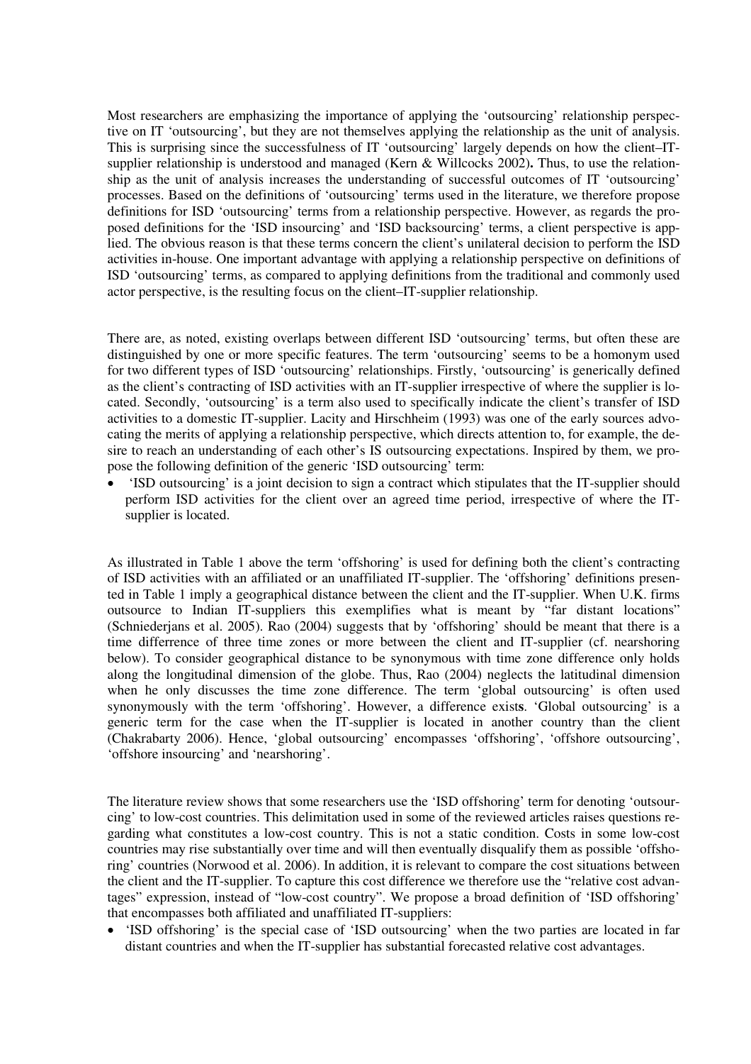Most researchers are emphasizing the importance of applying the 'outsourcing' relationship perspective on IT 'outsourcing', but they are not themselves applying the relationship as the unit of analysis. This is surprising since the successfulness of IT 'outsourcing' largely depends on how the client–IT-supplier relationship is understood and managed (Kern & Willcocks 2002). Thus, to use the relationship as the unit of analysis increases the understanding of successful outcomes of IT 'outsourcing' processes. Based on the definitions of 'outsourcing' terms used in the literature, we therefore propose definitions for ISD 'outsourcing' terms from a relationship perspective. However, as regards the proposed definitions for the 'ISD insourcing' and 'ISD backsourcing' terms, a client perspective is applied. The obvious reason is that these terms concern the client's unilateral decision to perform the ISD activities in-house. One important advantage with applying a relationship perspective on definitions of ISD 'outsourcing' terms, as compared to applying definitions from the traditional and commonly used actor perspective, is the resulting focus on the client–IT-supplier relationship.

There are, as noted, existing overlaps between different ISD 'outsourcing' terms, but often these are distinguished by one or more specific features. The term 'outsourcing' seems to be a homonym used for two different types of ISD 'outsourcing' relationships. Firstly, 'outsourcing' is generically defined as the client's contracting of ISD activities with an IT-supplier irrespective of where the supplier is located. Secondly, 'outsourcing' is a term also used to specifically indicate the client's transfer of ISD activities to a domestic IT-supplier. Lacity and Hirschheim (1993) was one of the early sources advocating the merits of applying a relationship perspective, which directs attention to, for example, the desire to reach an understanding of each other's IS outsourcing expectations. Inspired by them, we propose the following definition of the generic 'ISD outsourcing' term:

- 'ISD outsourcing' is a joint decision to sign a contract which stipulates that the IT-supplier should perform ISD activities for the client over an agreed time period, irrespective of where the IT-supplier is located.

As illustrated in Table 1 above the term 'offshoring' is used for defining both the client's contracting of ISD activities with an affiliated or an unaffiliated IT-supplier. The 'offshoring' definitions presented in Table 1 imply a geographical distance between the client and the IT-supplier. When U.K. firms outsource to Indian IT-suppliers this exemplifies what is meant by "far distant locations" (Schniederjans et al. 2005). Rao (2004) suggests that by 'offshoring' should be meant that there is a time differrence of three time zones or more between the client and IT-supplier (cf. nearshoring below). To consider geographical distance to be synonymous with time zone difference only holds along the longitudinal dimension of the globe. Thus, Rao (2004) neglects the latitudinal dimension when he only discusses the time zone difference. The term 'global outsourcing' is often used synonymously with the term 'offshoring'. However, a difference exists. 'Global outsourcing' is a generic term for the case when the IT-supplier is located in another country than the client (Chakrabarty 2006). Hence, 'global outsourcing' encompasses 'offshoring', 'offshore outsourcing', 'offshore insourcing' and 'nearshoring'.

The literature review shows that some researchers use the 'ISD offshoring' term for denoting 'outsourcing' to low-cost countries. This delimitation used in some of the reviewed articles raises questions regarding what constitutes a low-cost country. This is not a static condition. Costs in some low-cost countries may rise substantially over time and will then eventually disqualify them as possible 'offshoring' countries (Norwood et al. 2006). In addition, it is relevant to compare the cost situations between the client and the IT-supplier. To capture this cost difference we therefore use the "relative cost advantages" expression, instead of "low-cost country". We propose a broad definition of 'ISD offshoring' that encompasses both affiliated and unaffiliated IT-suppliers:

- 'ISD offshoring' is the special case of 'ISD outsourcing' when the two parties are located in far distant countries and when the IT-supplier has substantial forecasted relative cost advantages.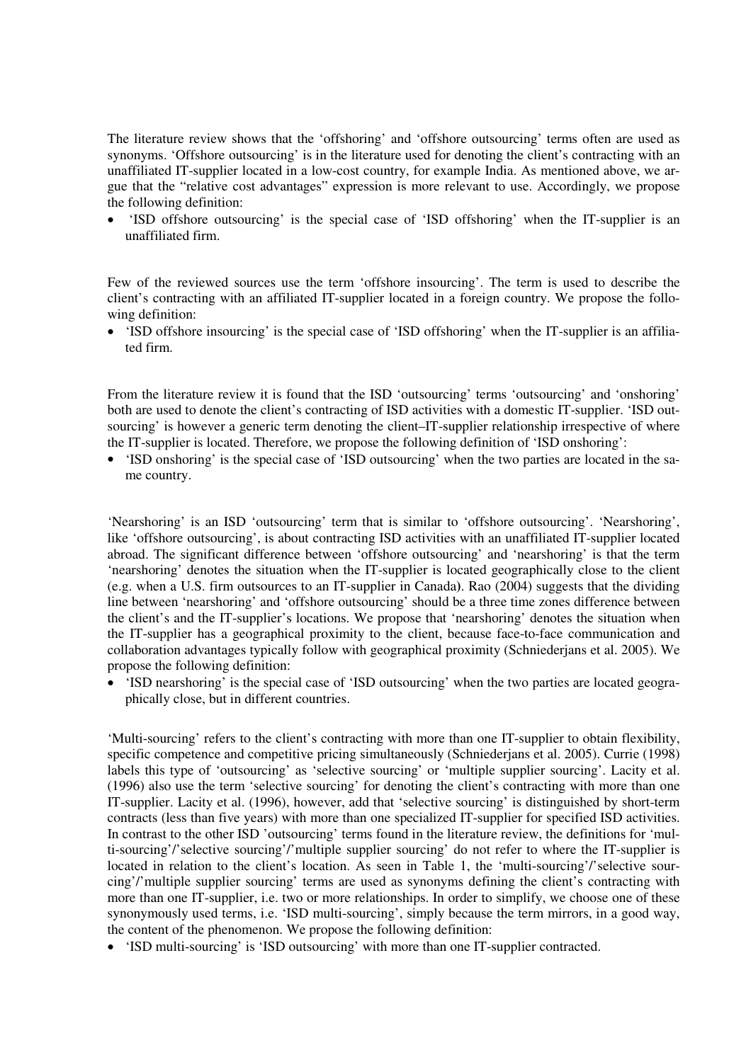The literature review shows that the 'offshoring' and 'offshore outsourcing' terms often are used as synonyms. 'Offshore outsourcing' is in the literature used for denoting the client's contracting with an unaffiliated IT-supplier located in a low-cost country, for example India. As mentioned above, we argue that the "relative cost advantages" expression is more relevant to use. Accordingly, we propose the following definition:

- 'ISD offshore outsourcing' is the special case of 'ISD offshoring' when the IT-supplier is an unaffiliated firm.

Few of the reviewed sources use the term 'offshore insourcing'. The term is used to describe the client's contracting with an affiliated IT-supplier located in a foreign country. We propose the following definition:

- 'ISD offshore insourcing' is the special case of 'ISD offshoring' when the IT-supplier is an affiliated firm.

From the literature review it is found that the ISD 'outsourcing' terms 'outsourcing' and 'onshoring' both are used to denote the client's contracting of ISD activities with a domestic IT-supplier. 'ISD outsourcing' is however a generic term denoting the client–IT-supplier relationship irrespective of where the IT-supplier is located. Therefore, we propose the following definition of 'ISD onshoring':

- 'ISD onshoring' is the special case of 'ISD outsourcing' when the two parties are located in the same country.

'Nearshoring' is an ISD 'outsourcing' term that is similar to 'offshore outsourcing'. 'Nearshoring', like 'offshore outsourcing', is about contracting ISD activities with an unaffiliated IT-supplier located abroad. The significant difference between 'offshore outsourcing' and 'nearshoring' is that the term 'nearshoring' denotes the situation when the IT-supplier is located geographically close to the client (e.g. when a U.S. firm outsources to an IT-supplier in Canada). Rao (2004) suggests that the dividing line between 'nearshoring' and 'offshore outsourcing' should be a three time zones difference between the client's and the IT-supplier's locations. We propose that 'nearshoring' denotes the situation when the IT-supplier has a geographical proximity to the client, because face-to-face communication and collaboration advantages typically follow with geographical proximity (Schniederjans et al. 2005). We propose the following definition:

- 'ISD nearshoring' is the special case of 'ISD outsourcing' when the two parties are located geographically close, but in different countries.

'Multi-sourcing' refers to the client's contracting with more than one IT-supplier to obtain flexibility, specific competence and competitive pricing simultaneously (Schniederjans et al. 2005). Currie (1998) labels this type of 'outsourcing' as 'selective sourcing' or 'multiple supplier sourcing'. Lacity et al. (1996) also use the term 'selective sourcing' for denoting the client's contracting with more than one IT-supplier. Lacity et al. (1996), however, add that 'selective sourcing' is distinguished by short-term contracts (less than five years) with more than one specialized IT-supplier for specified ISD activities. In contrast to the other ISD 'outsourcing' terms found in the literature review, the definitions for 'multi-sourcing'/'selective sourcing'/'multiple supplier sourcing' do not refer to where the IT-supplier is located in relation to the client's location. As seen in Table 1, the 'multi-sourcing'/'selective sourcing'/'multiple supplier sourcing' terms are used as synonyms defining the client's contracting with more than one IT-supplier, i.e. two or more relationships. In order to simplify, we choose one of these synonymously used terms, i.e. 'ISD multi-sourcing', simply because the term mirrors, in a good way, the content of the phenomenon. We propose the following definition:

- 'ISD multi-sourcing' is 'ISD outsourcing' with more than one IT-supplier contracted.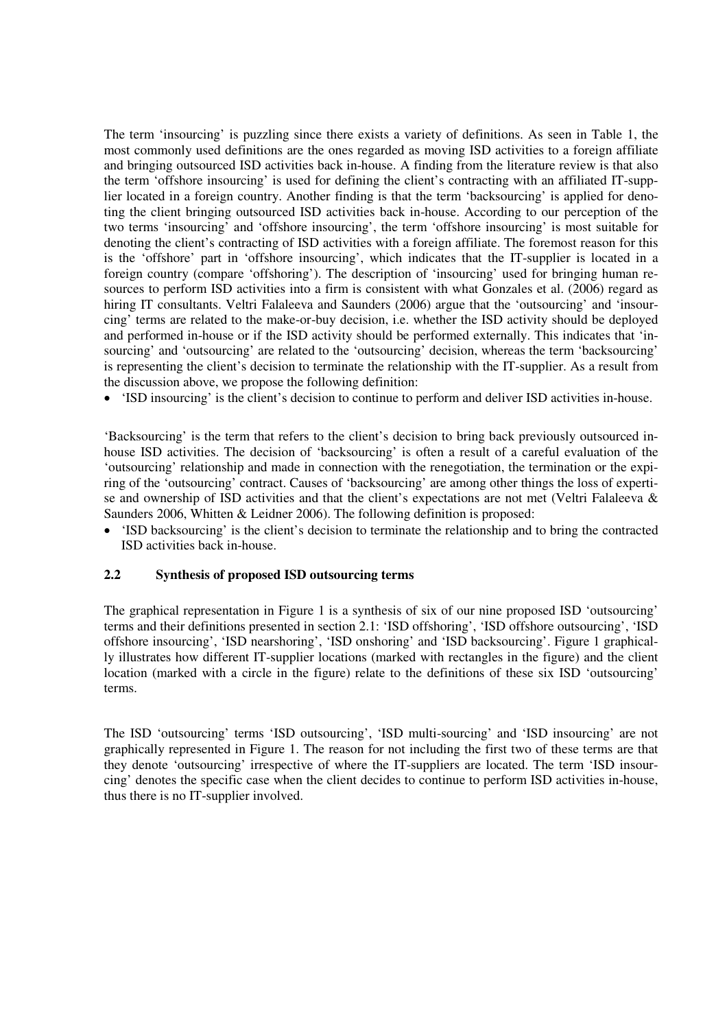The term 'insourcing' is puzzling since there exists a variety of definitions. As seen in Table 1, the most commonly used definitions are the ones regarded as moving ISD activities to a foreign affiliate and bringing outsourced ISD activities back in-house. A finding from the literature review is that also the term 'offshore insourcing' is used for defining the client's contracting with an affiliated IT-supplier located in a foreign country. Another finding is that the term 'backsourcing' is applied for denoting the client bringing outsourced ISD activities back in-house. According to our perception of the two terms 'insourcing' and 'offshore insourcing', the term 'offshore insourcing' is most suitable for denoting the client's contracting of ISD activities with a foreign affiliate. The foremost reason for this is the 'offshore' part in 'offshore insourcing', which indicates that the IT-supplier is located in a foreign country (compare 'offshoring'). The description of 'insourcing' used for bringing human resources to perform ISD activities into a firm is consistent with what Gonzales et al. (2006) regard as hiring IT consultants. Veltri Falaleeva and Saunders (2006) argue that the 'outsourcing' and 'insourcing' terms are related to the make-or-buy decision, i.e. whether the ISD activity should be deployed and performed in-house or if the ISD activity should be performed externally. This indicates that 'insourcing' and 'outsourcing' are related to the 'outsourcing' decision, whereas the term 'backsourcing' is representing the client's decision to terminate the relationship with the IT-supplier. As a result from the discussion above, we propose the following definition:

- 'ISD insourcing' is the client's decision to continue to perform and deliver ISD activities in-house.

'Backsourcing' is the term that refers to the client's decision to bring back previously outsourced in-house ISD activities. The decision of 'backsourcing' is often a result of a careful evaluation of the 'outsourcing' relationship and made in connection with the renegotiation, the termination or the expiring of the 'outsourcing' contract. Causes of 'backsourcing' are among other things the loss of expertise and ownership of ISD activities and that the client's expectations are not met (Veltri Falaleeva & Saunders 2006, Whitten & Leidner 2006). The following definition is proposed:

- 'ISD backsourcing' is the client's decision to terminate the relationship and to bring the contracted ISD activities back in-house.

### 2.2 Synthesis of proposed ISD outsourcing terms

The graphical representation in Figure 1 is a synthesis of six of our nine proposed ISD 'outsourcing' terms and their definitions presented in section 2.1: 'ISD offshoring', 'ISD offshore outsourcing', 'ISD offshore insourcing', 'ISD nearshoring', 'ISD onshoring' and 'ISD backsourcing'. Figure 1 graphically illustrates how different IT-supplier locations (marked with rectangles in the figure) and the client location (marked with a circle in the figure) relate to the definitions of these six ISD 'outsourcing' terms.

The ISD 'outsourcing' terms 'ISD outsourcing', 'ISD multi-sourcing' and 'ISD insourcing' are not graphically represented in Figure 1. The reason for not including the first two of these terms are that they denote 'outsourcing' irrespective of where the IT-suppliers are located. The term 'ISD insourcing' denotes the specific case when the client decides to continue to perform ISD activities in-house, thus there is no IT-supplier involved.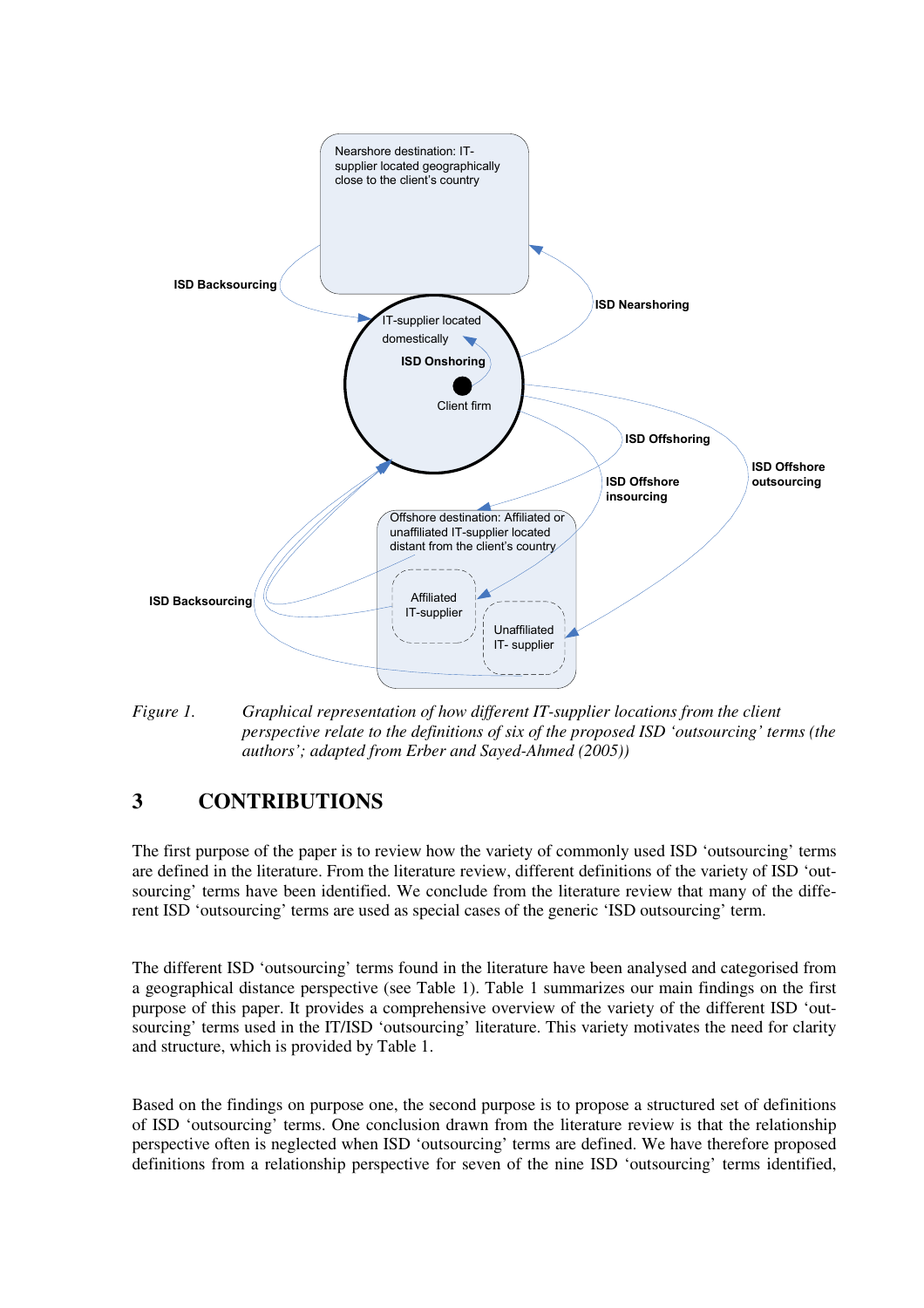*Figure 1. Graphical representation of how different IT-supplier locations from the client perspective relate to the definitions of six of the proposed ISD 'outsourcing' terms (the authors'; adapted from Erber and Sayed-Ahmed (2005))*

## 3 CONTRIBUTIONS

The first purpose of the paper is to review how the variety of commonly used ISD 'outsourcing' terms are defined in the literature. From the literature review, different definitions of the variety of ISD 'outsourcing' terms have been identified. We conclude from the literature review that many of the different ISD 'outsourcing' terms are used as special cases of the generic 'ISD outsourcing' term.

The different ISD 'outsourcing' terms found in the literature have been analysed and categorised from a geographical distance perspective (see Table 1). Table 1 summarizes our main findings on the first purpose of this paper. It provides a comprehensive overview of the variety of the different ISD 'outsourcing' terms used in the IT/ISD 'outsourcing' literature. This variety motivates the need for clarity and structure, which is provided by Table 1.

Based on the findings on purpose one, the second purpose is to propose a structured set of definitions of ISD 'outsourcing' terms. One conclusion drawn from the literature review is that the relationship perspective often is neglected when ISD 'outsourcing' terms are defined. We have therefore proposed definitions from a relationship perspective for seven of the nine ISD 'outsourcing' terms identified,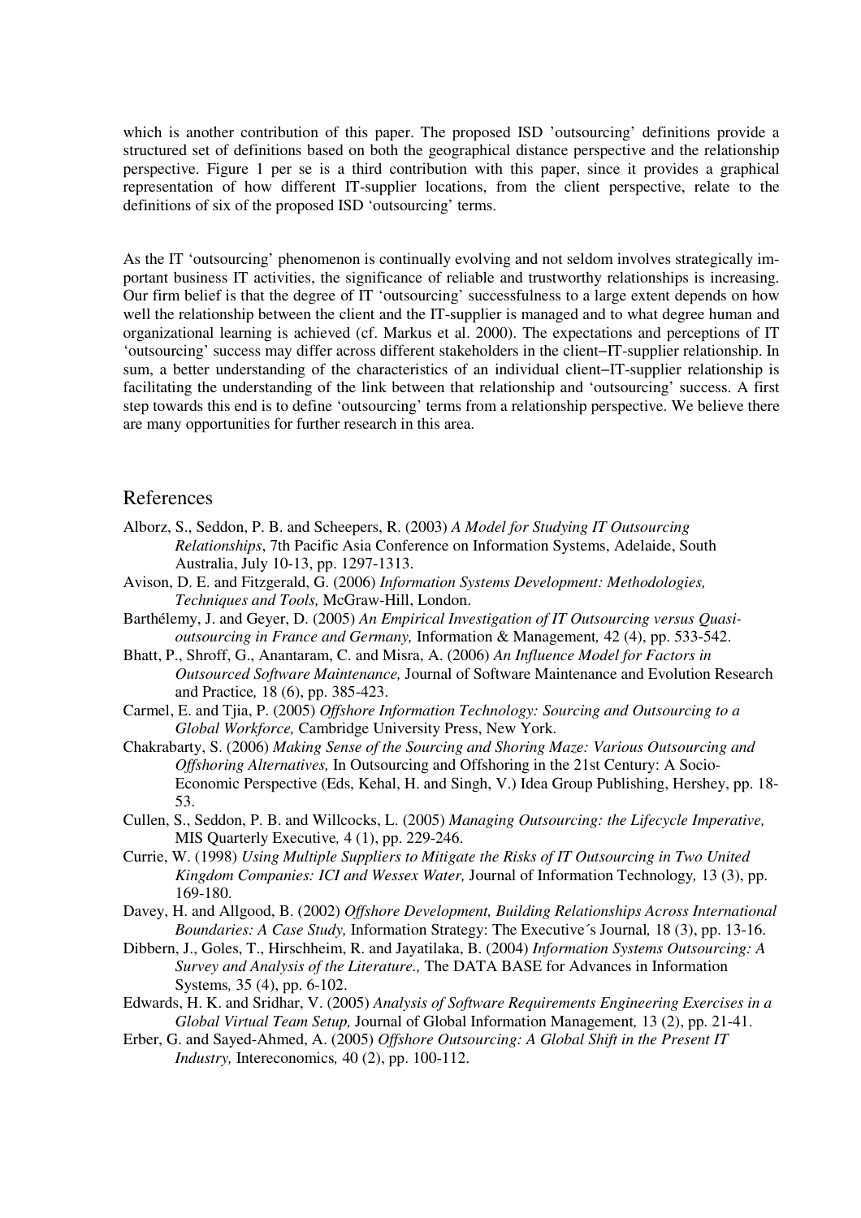which is another contribution of this paper. The proposed ISD 'outsourcing' definitions provide a structured set of definitions based on both the geographical distance perspective and the relationship perspective. Figure 1 per se is a third contribution with this paper, since it provides a graphical representation of how different IT-supplier locations, from the client perspective, relate to the definitions of six of the proposed ISD 'outsourcing' terms.

As the IT 'outsourcing' phenomenon is continually evolving and not seldom involves strategically important business IT activities, the significance of reliable and trustworthy relationships is increasing. Our firm belief is that the degree of IT 'outsourcing' successfulness to a large extent depends on how well the relationship between the client and the IT-supplier is managed and to what degree human and organizational learning is achieved (cf. Markus et al. 2000). The expectations and perceptions of IT 'outsourcing' success may differ across different stakeholders in the client–IT-supplier relationship. In sum, a better understanding of the characteristics of an individual client–IT-supplier relationship is facilitating the understanding of the link between that relationship and 'outsourcing' success. A first step towards this end is to define 'outsourcing' terms from a relationship perspective. We believe there are many opportunities for further research in this area.

## References

Alborz, S., Seddon, P. B. and Scheepers, R. (2003) *A Model for Studying IT Outsourcing Relationships*, 7th Pacific Asia Conference on Information Systems, Adelaide, South Australia, July 10-13, pp. 1297-1313.

Avison, D. E. and Fitzgerald, G. (2006) *Information Systems Development: Methodologies, Techniques and Tools,* McGraw-Hill, London.

Barthélemy, J. and Geyer, D. (2005) *An Empirical Investigation of IT Outsourcing versus Quasi-outsourcing in France and Germany,* Information & Management*,* 42 (4), pp. 533-542.

Bhatt, P., Shroff, G., Anantaram, C. and Misra, A. (2006) *An Influence Model for Factors in Outsourced Software Maintenance,* Journal of Software Maintenance and Evolution Research and Practice*,* 18 (6), pp. 385-423.

Carmel, E. and Tjia, P. (2005) *Offshore Information Technology: Sourcing and Outsourcing to a Global Workforce,* Cambridge University Press, New York.

Chakrabarty, S. (2006) *Making Sense of the Sourcing and Shoring Maze: Various Outsourcing and Offshoring Alternatives,* In Outsourcing and Offshoring in the 21st Century: A Socio-Economic Perspective (Eds, Kehal, H. and Singh, V.) Idea Group Publishing, Hershey, pp. 18-53.

Cullen, S., Seddon, P. B. and Willcocks, L. (2005) *Managing Outsourcing: the Lifecycle Imperative,* MIS Quarterly Executive*,* 4 (1), pp. 229-246.

Currie, W. (1998) *Using Multiple Suppliers to Mitigate the Risks of IT Outsourcing in Two United Kingdom Companies: ICI and Wessex Water,* Journal of Information Technology*,* 13 (3), pp. 169-180.

Davey, H. and Allgood, B. (2002) *Offshore Development, Building Relationships Across International Boundaries: A Case Study,* Information Strategy: The Executive´s Journal*,* 18 (3), pp. 13-16.

Dibbern, J., Goles, T., Hirschheim, R. and Jayatilaka, B. (2004) *Information Systems Outsourcing: A Survey and Analysis of the Literature.,* The DATA BASE for Advances in Information Systems*,* 35 (4), pp. 6-102.

Edwards, H. K. and Sridhar, V. (2005) *Analysis of Software Requirements Engineering Exercises in a Global Virtual Team Setup,* Journal of Global Information Management*,* 13 (2), pp. 21-41.

Erber, G. and Sayed-Ahmed, A. (2005) *Offshore Outsourcing: A Global Shift in the Present IT Industry,* Intereconomics*,* 40 (2), pp. 100-112.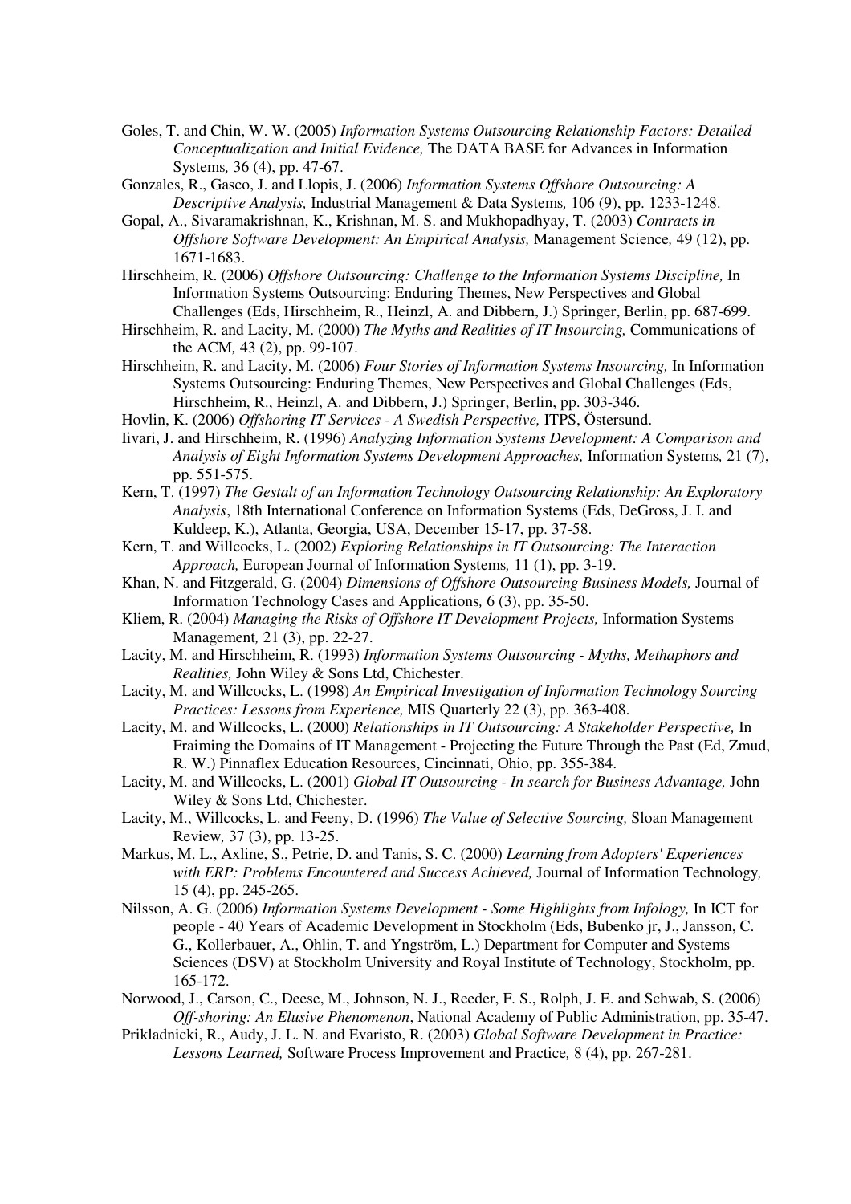Goles, T. and Chin, W. W. (2005) *Information Systems Outsourcing Relationship Factors: Detailed Conceptualization and Initial Evidence,* The DATA BASE for Advances in Information Systems*,* 36 (4), pp. 47-67.

Gonzales, R., Gasco, J. and Llopis, J. (2006) *Information Systems Offshore Outsourcing: A Descriptive Analysis,* Industrial Management & Data Systems*,* 106 (9), pp. 1233-1248.

Gopal, A., Sivaramakrishnan, K., Krishnan, M. S. and Mukhopadhyay, T. (2003) *Contracts in Offshore Software Development: An Empirical Analysis,* Management Science*,* 49 (12), pp. 1671-1683.

Hirschheim, R. (2006) *Offshore Outsourcing: Challenge to the Information Systems Discipline,* In Information Systems Outsourcing: Enduring Themes, New Perspectives and Global Challenges (Eds, Hirschheim, R., Heinzl, A. and Dibbern, J.) Springer, Berlin, pp. 687-699.

Hirschheim, R. and Lacity, M. (2000) *The Myths and Realities of IT Insourcing,* Communications of the ACM*,* 43 (2), pp. 99-107.

Hirschheim, R. and Lacity, M. (2006) *Four Stories of Information Systems Insourcing,* In Information Systems Outsourcing: Enduring Themes, New Perspectives and Global Challenges (Eds, Hirschheim, R., Heinzl, A. and Dibbern, J.) Springer, Berlin, pp. 303-346.

Hovlin, K. (2006) *Offshoring IT Services - A Swedish Perspective,* ITPS, Östersund.

Iivari, J. and Hirschheim, R. (1996) *Analyzing Information Systems Development: A Comparison and Analysis of Eight Information Systems Development Approaches,* Information Systems*,* 21 (7), pp. 551-575.

Kern, T. (1997) *The Gestalt of an Information Technology Outsourcing Relationship: An Exploratory Analysis*, 18th International Conference on Information Systems (Eds, DeGross, J. I. and Kuldeep, K.), Atlanta, Georgia, USA, December 15-17, pp. 37-58.

Kern, T. and Willcocks, L. (2002) *Exploring Relationships in IT Outsourcing: The Interaction Approach,* European Journal of Information Systems*,* 11 (1), pp. 3-19.

Khan, N. and Fitzgerald, G. (2004) *Dimensions of Offshore Outsourcing Business Models,* Journal of Information Technology Cases and Applications*,* 6 (3), pp. 35-50.

Kliem, R. (2004) *Managing the Risks of Offshore IT Development Projects,* Information Systems Management*,* 21 (3), pp. 22-27.

Lacity, M. and Hirschheim, R. (1993) *Information Systems Outsourcing - Myths, Methaphors and Realities,* John Wiley & Sons Ltd, Chichester.

Lacity, M. and Willcocks, L. (1998) *An Empirical Investigation of Information Technology Sourcing Practices: Lessons from Experience,* MIS Quarterly 22 (3), pp. 363-408.

Lacity, M. and Willcocks, L. (2000) *Relationships in IT Outsourcing: A Stakeholder Perspective,* In Fraiming the Domains of IT Management - Projecting the Future Through the Past (Ed, Zmud, R. W.) Pinnaflex Education Resources, Cincinnati, Ohio, pp. 355-384.

Lacity, M. and Willcocks, L. (2001) *Global IT Outsourcing - In search for Business Advantage,* John Wiley & Sons Ltd, Chichester.

Lacity, M., Willcocks, L. and Feeny, D. (1996) *The Value of Selective Sourcing,* Sloan Management Review*,* 37 (3), pp. 13-25.

Markus, M. L., Axline, S., Petrie, D. and Tanis, S. C. (2000) *Learning from Adopters' Experiences with ERP: Problems Encountered and Success Achieved,* Journal of Information Technology*,* 15 (4), pp. 245-265.

Nilsson, A. G. (2006) *Information Systems Development - Some Highlights from Infology,* In ICT for people - 40 Years of Academic Development in Stockholm (Eds, Bubenko jr, J., Jansson, C. G., Kollerbauer, A., Ohlin, T. and Yngström, L.) Department for Computer and Systems Sciences (DSV) at Stockholm University and Royal Institute of Technology, Stockholm, pp. 165-172.

Norwood, J., Carson, C., Deese, M., Johnson, N. J., Reeder, F. S., Rolph, J. E. and Schwab, S. (2006) *Off-shoring: An Elusive Phenomenon*, National Academy of Public Administration, pp. 35-47.

Prikladnicki, R., Audy, J. L. N. and Evaristo, R. (2003) *Global Software Development in Practice: Lessons Learned,* Software Process Improvement and Practice*,* 8 (4), pp. 267-281.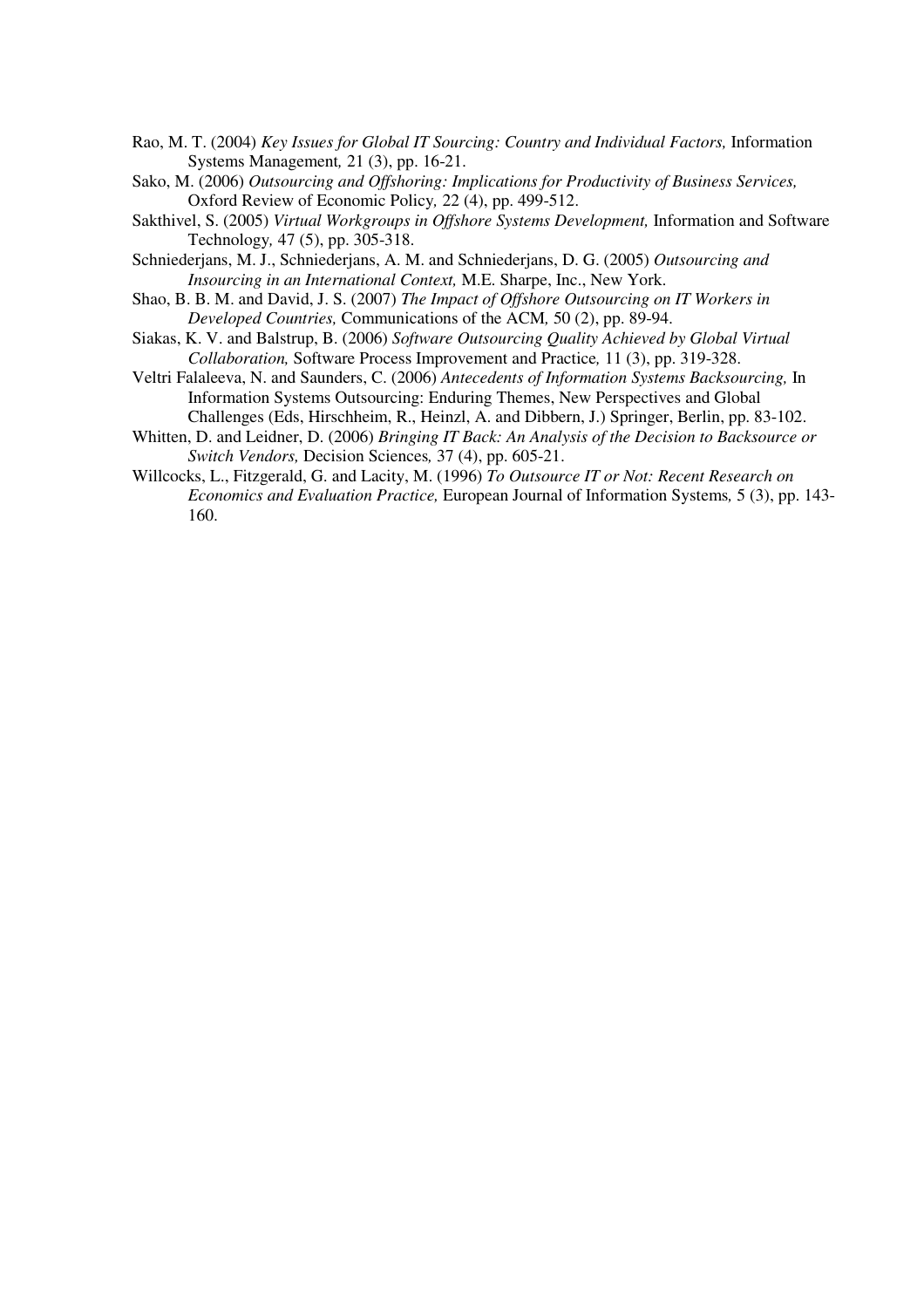Rao, M. T. (2004) *Key Issues for Global IT Sourcing: Country and Individual Factors,* Information Systems Management*,* 21 (3), pp. 16-21.

Sako, M. (2006) *Outsourcing and Offshoring: Implications for Productivity of Business Services,* Oxford Review of Economic Policy*,* 22 (4), pp. 499-512.

Sakthivel, S. (2005) *Virtual Workgroups in Offshore Systems Development,* Information and Software Technology*,* 47 (5), pp. 305-318.

Schniederjans, M. J., Schniederjans, A. M. and Schniederjans, D. G. (2005) *Outsourcing and Insourcing in an International Context,* M.E. Sharpe, Inc., New York.

Shao, B. B. M. and David, J. S. (2007) *The Impact of Offshore Outsourcing on IT Workers in Developed Countries,* Communications of the ACM*,* 50 (2), pp. 89-94.

Siakas, K. V. and Balstrup, B. (2006) *Software Outsourcing Quality Achieved by Global Virtual Collaboration,* Software Process Improvement and Practice*,* 11 (3), pp. 319-328.

Veltri Falaleeva, N. and Saunders, C. (2006) *Antecedents of Information Systems Backsourcing,* In Information Systems Outsourcing: Enduring Themes, New Perspectives and Global Challenges (Eds, Hirschheim, R., Heinzl, A. and Dibbern, J.) Springer, Berlin, pp. 83-102.

Whitten, D. and Leidner, D. (2006) *Bringing IT Back: An Analysis of the Decision to Backsource or Switch Vendors,* Decision Sciences*,* 37 (4), pp. 605-21.

Willcocks, L., Fitzgerald, G. and Lacity, M. (1996) *To Outsource IT or Not: Recent Research on Economics and Evaluation Practice,* European Journal of Information Systems*,* 5 (3), pp. 143-160.